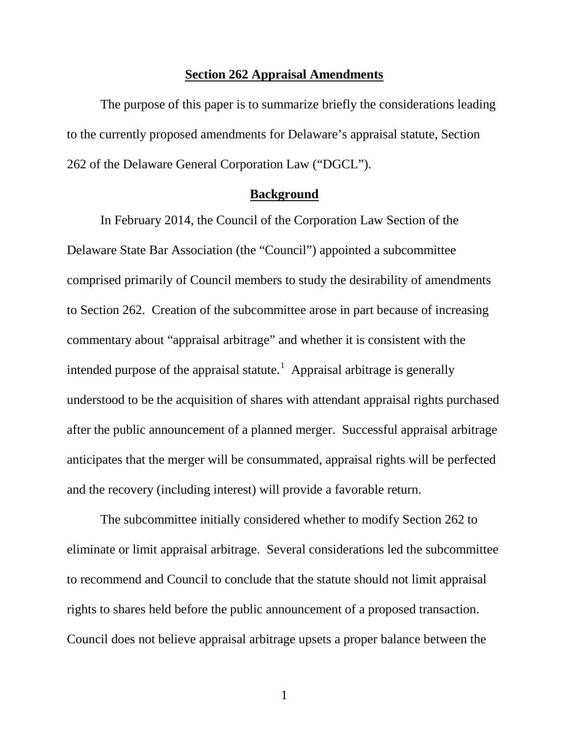## Section 262 Appraisal Amendments

The purpose of this paper is to summarize briefly the considerations leading to the currently proposed amendments for Delaware's appraisal statute, Section 262 of the Delaware General Corporation Law ("DGCL").

## Background

In February 2014, the Council of the Corporation Law Section of the Delaware State Bar Association (the "Council") appointed a subcommittee comprised primarily of Council members to study the desirability of amendments to Section 262. Creation of the subcommittee arose in part because of increasing commentary about "appraisal arbitrage" and whether it is consistent with the intended purpose of the appraisal statute.[1] Appraisal arbitrage is generally understood to be the acquisition of shares with attendant appraisal rights purchased after the public announcement of a planned merger. Successful appraisal arbitrage anticipates that the merger will be consummated, appraisal rights will be perfected and the recovery (including interest) will provide a favorable return.

The subcommittee initially considered whether to modify Section 262 to eliminate or limit appraisal arbitrage. Several considerations led the subcommittee to recommend and Council to conclude that the statute should not limit appraisal rights to shares held before the public announcement of a proposed transaction. Council does not believe appraisal arbitrage upsets a proper balance between the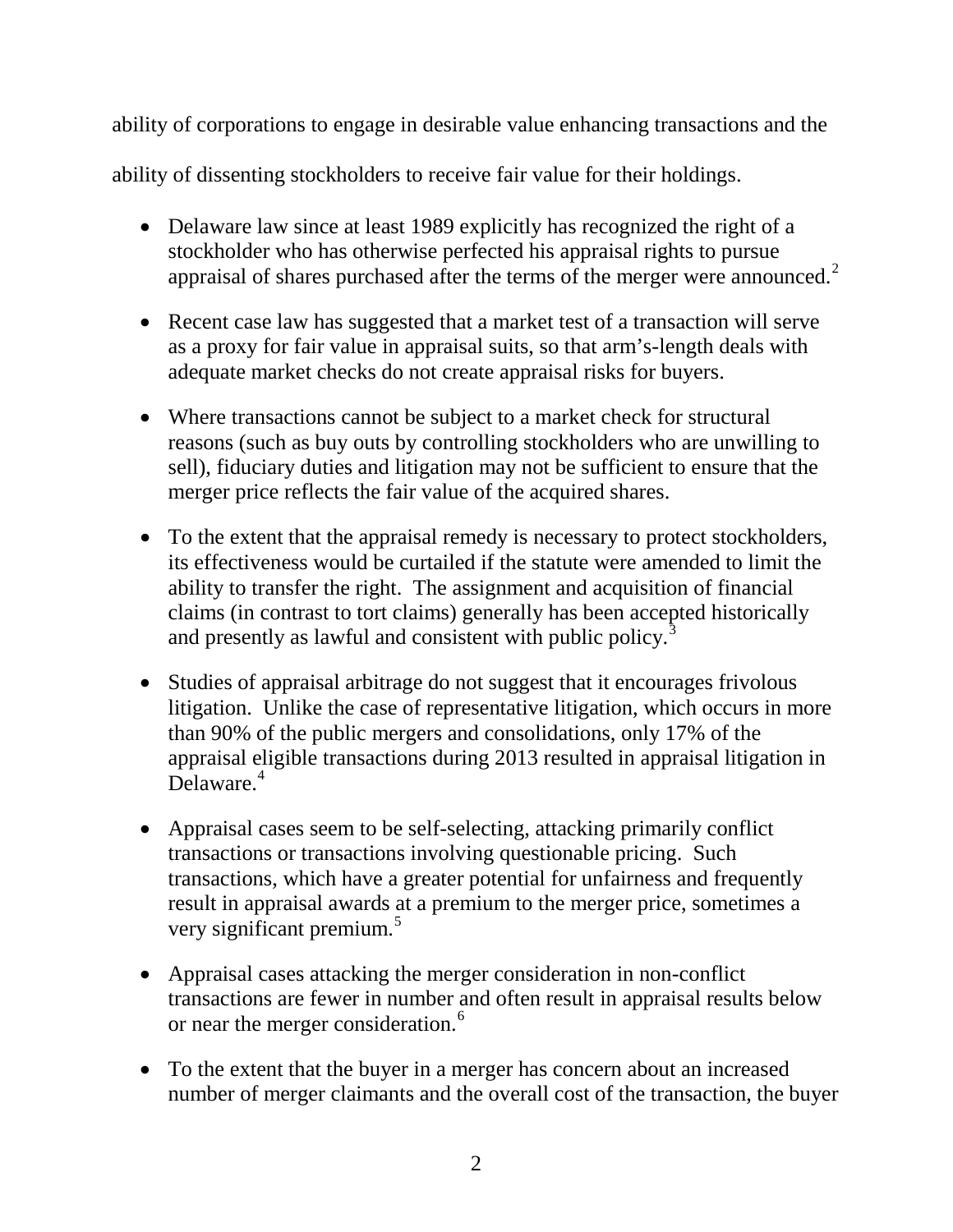ability of corporations to engage in desirable value enhancing transactions and the ability of dissenting stockholders to receive fair value for their holdings.

- Delaware law since at least 1989 explicitly has recognized the right of a stockholder who has otherwise perfected his appraisal rights to pursue appraisal of shares purchased after the terms of the merger were announced.[2]

- Recent case law has suggested that a market test of a transaction will serve as a proxy for fair value in appraisal suits, so that arm's-length deals with adequate market checks do not create appraisal risks for buyers.

- Where transactions cannot be subject to a market check for structural reasons (such as buy outs by controlling stockholders who are unwilling to sell), fiduciary duties and litigation may not be sufficient to ensure that the merger price reflects the fair value of the acquired shares.

- To the extent that the appraisal remedy is necessary to protect stockholders, its effectiveness would be curtailed if the statute were amended to limit the ability to transfer the right. The assignment and acquisition of financial claims (in contrast to tort claims) generally has been accepted historically and presently as lawful and consistent with public policy.[3]

- Studies of appraisal arbitrage do not suggest that it encourages frivolous litigation. Unlike the case of representative litigation, which occurs in more than 90% of the public mergers and consolidations, only 17% of the appraisal eligible transactions during 2013 resulted in appraisal litigation in Delaware.[4]

- Appraisal cases seem to be self-selecting, attacking primarily conflict transactions or transactions involving questionable pricing. Such transactions, which have a greater potential for unfairness and frequently result in appraisal awards at a premium to the merger price, sometimes a very significant premium.[5]

- Appraisal cases attacking the merger consideration in non-conflict transactions are fewer in number and often result in appraisal results below or near the merger consideration.[6]

- To the extent that the buyer in a merger has concern about an increased number of merger claimants and the overall cost of the transaction, the buyer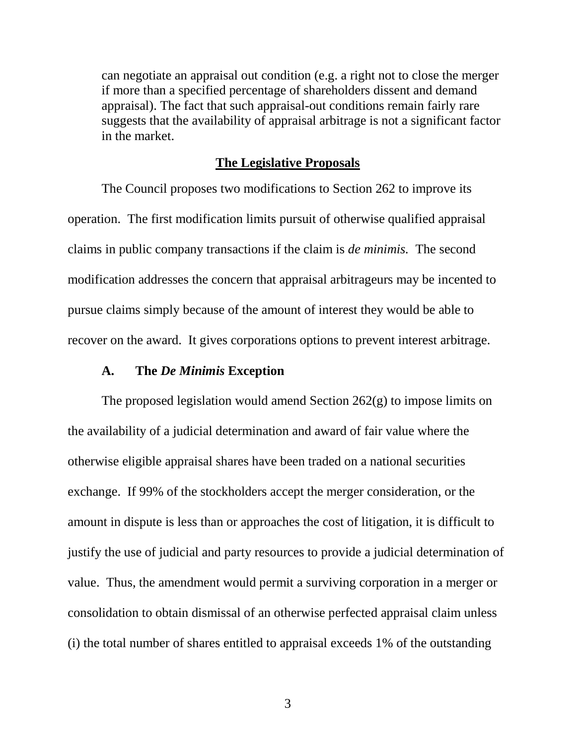> can negotiate an appraisal out condition (e.g. a right not to close the merger if more than a specified percentage of shareholders dissent and demand appraisal). The fact that such appraisal-out conditions remain fairly rare suggests that the availability of appraisal arbitrage is not a significant factor in the market.

## The Legislative Proposals

The Council proposes two modifications to Section 262 to improve its operation. The first modification limits pursuit of otherwise qualified appraisal claims in public company transactions if the claim is *de minimis.* The second modification addresses the concern that appraisal arbitrageurs may be incented to pursue claims simply because of the amount of interest they would be able to recover on the award. It gives corporations options to prevent interest arbitrage.

### A. The *De Minimis* Exception

The proposed legislation would amend Section 262(g) to impose limits on the availability of a judicial determination and award of fair value where the otherwise eligible appraisal shares have been traded on a national securities exchange. If 99% of the stockholders accept the merger consideration, or the amount in dispute is less than or approaches the cost of litigation, it is difficult to justify the use of judicial and party resources to provide a judicial determination of value. Thus, the amendment would permit a surviving corporation in a merger or consolidation to obtain dismissal of an otherwise perfected appraisal claim unless (i) the total number of shares entitled to appraisal exceeds 1% of the outstanding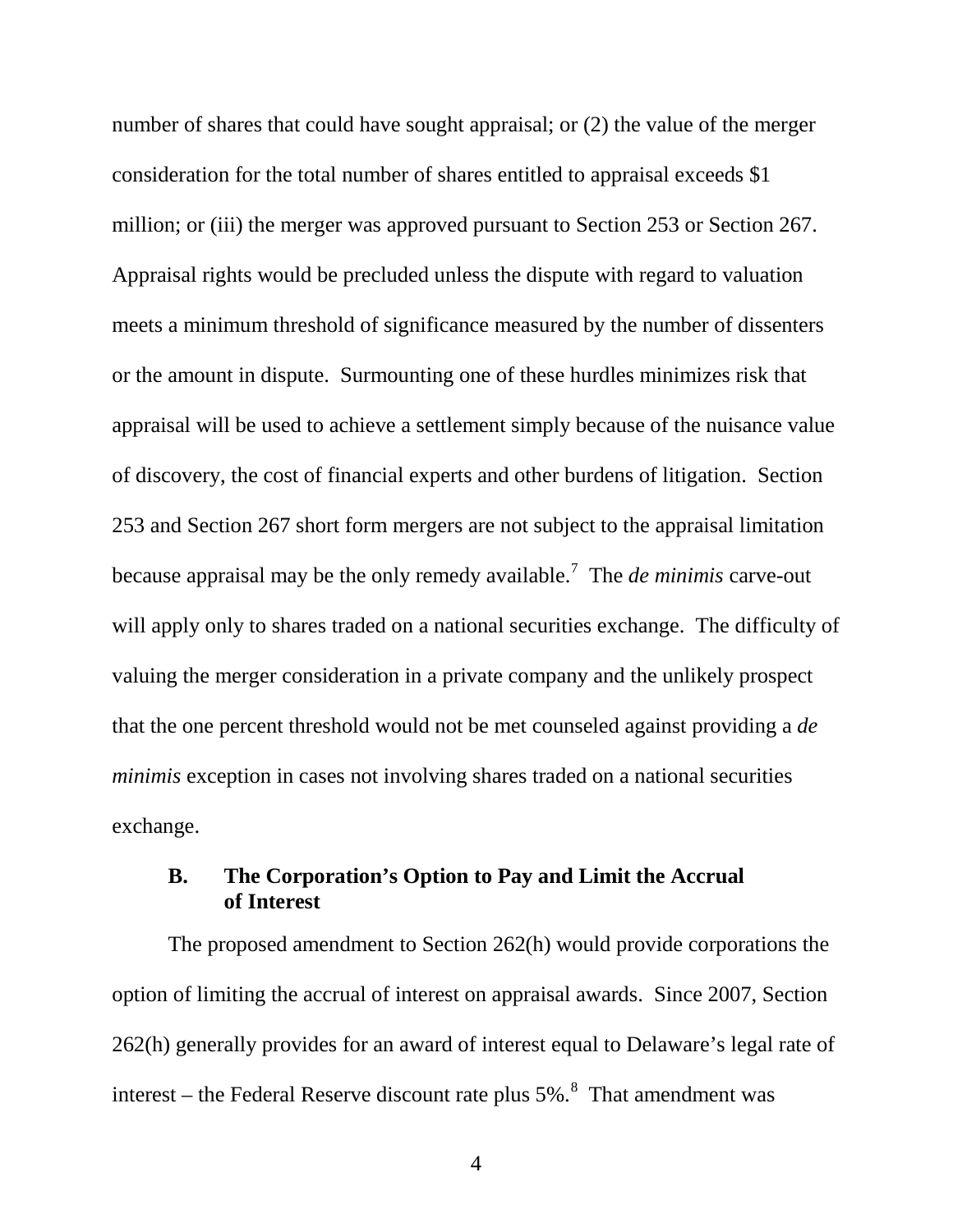number of shares that could have sought appraisal; or (2) the value of the merger consideration for the total number of shares entitled to appraisal exceeds $1 million; or (iii) the merger was approved pursuant to Section 253 or Section 267. Appraisal rights would be precluded unless the dispute with regard to valuation meets a minimum threshold of significance measured by the number of dissenters or the amount in dispute. Surmounting one of these hurdles minimizes risk that appraisal will be used to achieve a settlement simply because of the nuisance value of discovery, the cost of financial experts and other burdens of litigation. Section 253 and Section 267 short form mergers are not subject to the appraisal limitation because appraisal may be the only remedy available.[7] The *de minimis* carve-out will apply only to shares traded on a national securities exchange. The difficulty of valuing the merger consideration in a private company and the unlikely prospect that the one percent threshold would not be met counseled against providing a *de minimis* exception in cases not involving shares traded on a national securities exchange.

### B. The Corporation's Option to Pay and Limit the Accrual of Interest

The proposed amendment to Section 262(h) would provide corporations the option of limiting the accrual of interest on appraisal awards. Since 2007, Section 262(h) generally provides for an award of interest equal to Delaware's legal rate of interest – the Federal Reserve discount rate plus 5%.[8] That amendment was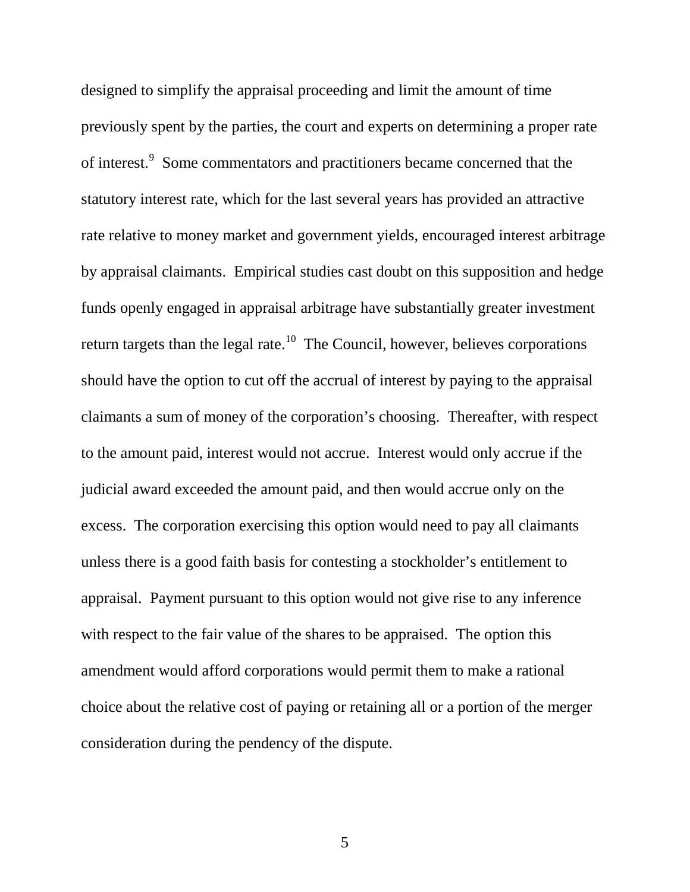designed to simplify the appraisal proceeding and limit the amount of time previously spent by the parties, the court and experts on determining a proper rate of interest.[9] Some commentators and practitioners became concerned that the statutory interest rate, which for the last several years has provided an attractive rate relative to money market and government yields, encouraged interest arbitrage by appraisal claimants. Empirical studies cast doubt on this supposition and hedge funds openly engaged in appraisal arbitrage have substantially greater investment return targets than the legal rate.[10] The Council, however, believes corporations should have the option to cut off the accrual of interest by paying to the appraisal claimants a sum of money of the corporation's choosing. Thereafter, with respect to the amount paid, interest would not accrue. Interest would only accrue if the judicial award exceeded the amount paid, and then would accrue only on the excess. The corporation exercising this option would need to pay all claimants unless there is a good faith basis for contesting a stockholder's entitlement to appraisal. Payment pursuant to this option would not give rise to any inference with respect to the fair value of the shares to be appraised. The option this amendment would afford corporations would permit them to make a rational choice about the relative cost of paying or retaining all or a portion of the merger consideration during the pendency of the dispute.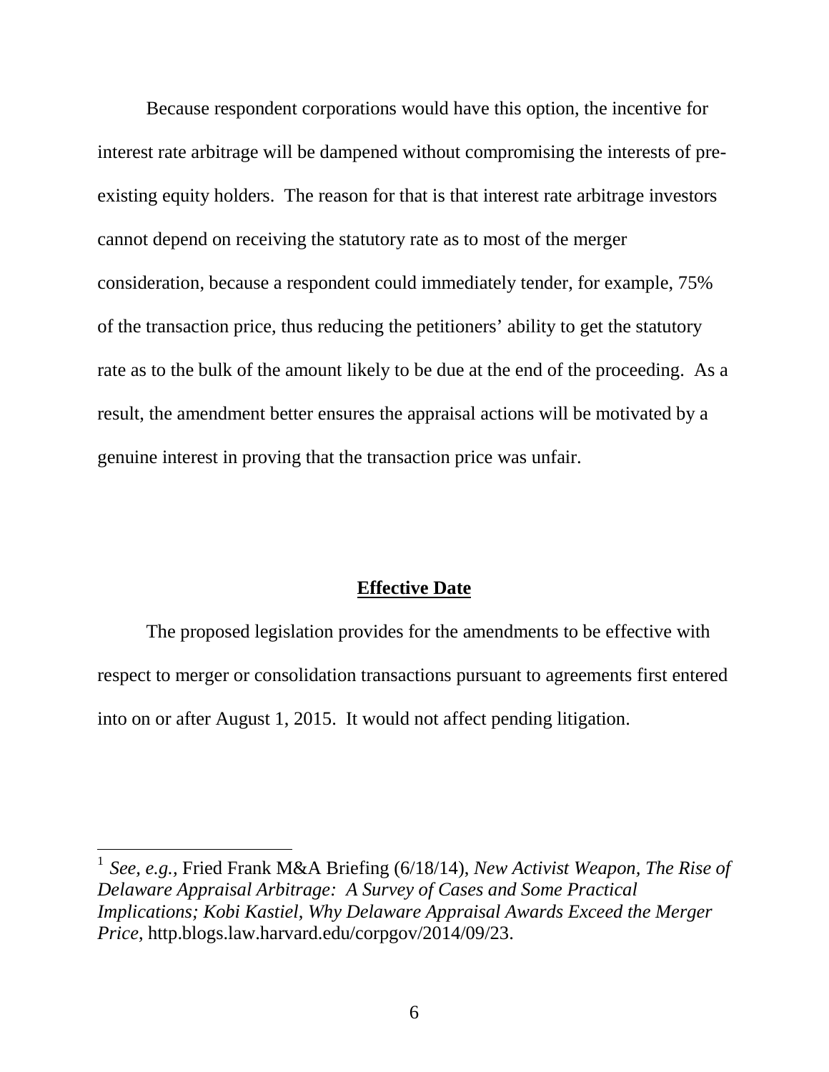Because respondent corporations would have this option, the incentive for interest rate arbitrage will be dampened without compromising the interests of pre-existing equity holders. The reason for that is that interest rate arbitrage investors cannot depend on receiving the statutory rate as to most of the merger consideration, because a respondent could immediately tender, for example, 75% of the transaction price, thus reducing the petitioners' ability to get the statutory rate as to the bulk of the amount likely to be due at the end of the proceeding. As a result, the amendment better ensures the appraisal actions will be motivated by a genuine interest in proving that the transaction price was unfair.

**Effective Date**

The proposed legislation provides for the amendments to be effective with respect to merger or consolidation transactions pursuant to agreements first entered into on or after August 1, 2015. It would not affect pending litigation.

---

[1] *See, e.g.*, Fried Frank M&A Briefing (6/18/14), *New Activist Weapon, The Rise of Delaware Appraisal Arbitrage: A Survey of Cases and Some Practical Implications; Kobi Kastiel, Why Delaware Appraisal Awards Exceed the Merger Price*, http.blogs.law.harvard.edu/corpgov/2014/09/23.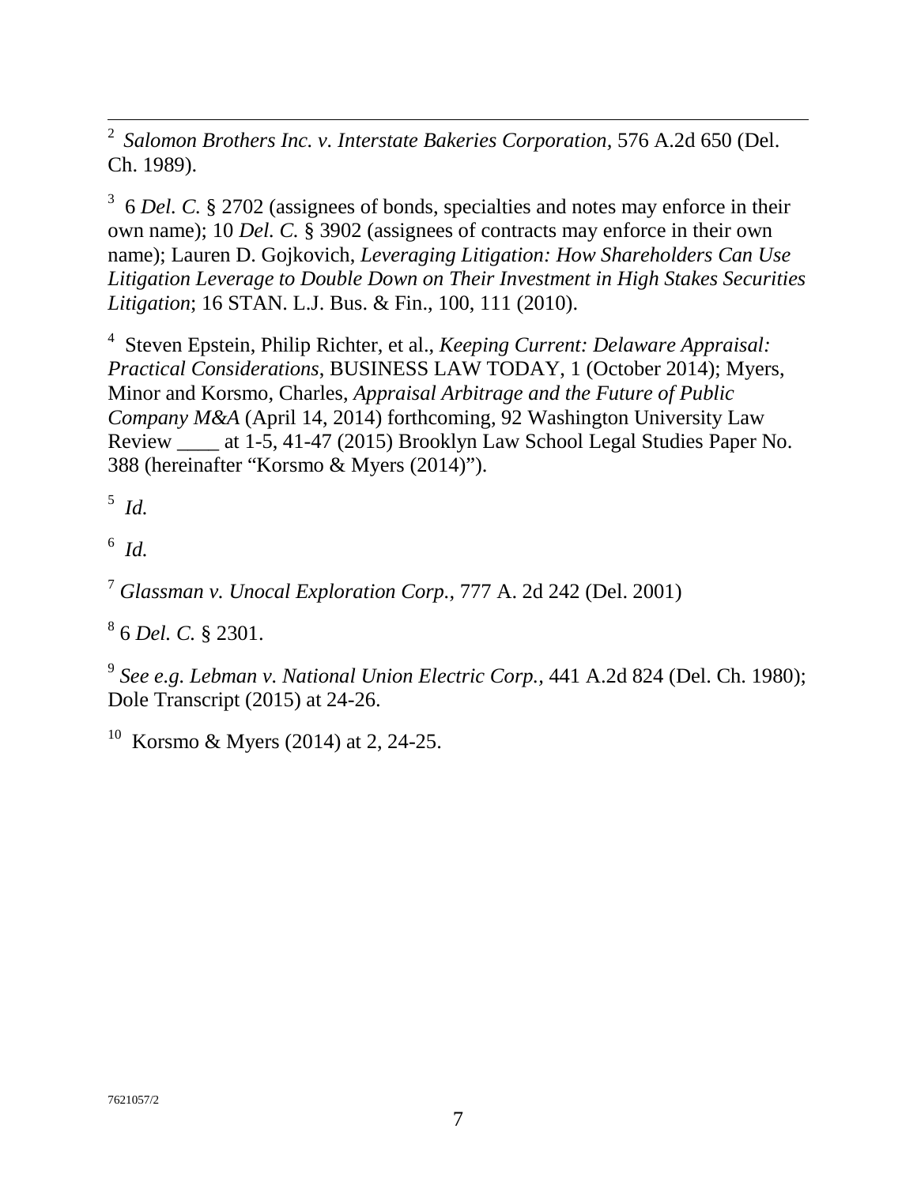[2] *Salomon Brothers Inc. v. Interstate Bakeries Corporation*, 576 A.2d 650 (Del. Ch. 1989).

[3] 6 *Del. C.* § 2702 (assignees of bonds, specialties and notes may enforce in their own name); 10 *Del. C.* § 3902 (assignees of contracts may enforce in their own name); Lauren D. Gojkovich, *Leveraging Litigation: How Shareholders Can Use Litigation Leverage to Double Down on Their Investment in High Stakes Securities Litigation*; 16 STAN. L.J. Bus. & Fin., 100, 111 (2010).

[4] Steven Epstein, Philip Richter, et al., *Keeping Current: Delaware Appraisal: Practical Considerations*, BUSINESS LAW TODAY, 1 (October 2014); Myers, Minor and Korsmo, Charles, *Appraisal Arbitrage and the Future of Public Company M&A* (April 14, 2014) forthcoming, 92 Washington University Law Review ____ at 1-5, 41-47 (2015) Brooklyn Law School Legal Studies Paper No. 388 (hereinafter "Korsmo & Myers (2014)").

[5] *Id.*

[6] *Id.*

[7] *Glassman v. Unocal Exploration Corp.*, 777 A. 2d 242 (Del. 2001)

[8] 6 *Del. C.* § 2301.

[9] *See e.g. Lebman v. National Union Electric Corp.*, 441 A.2d 824 (Del. Ch. 1980); Dole Transcript (2015) at 24-26.

[10] Korsmo & Myers (2014) at 2, 24-25.

7621057/2